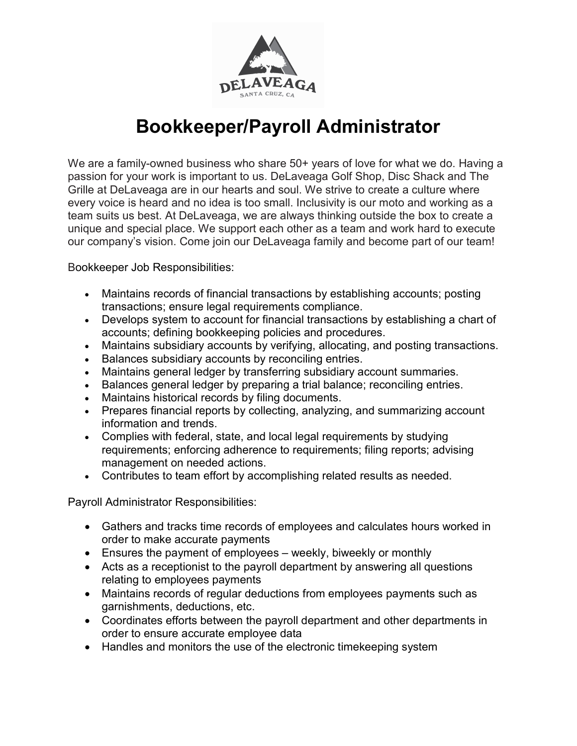# Bookkeeper/Payroll Administrator

We are a family-owned business who share 50+ years of love for what we do. Having a passion for your work is important to us. DeLaveaga Golf Shop, Disc Shack and The Grille at DeLaveaga are in our hearts and soul. We strive to create a culture where every voice is heard and no idea is too small. Inclusivity is our moto and working as a team suits us best. At DeLaveaga, we are always thinking outside the box to create a unique and special place. We support each other as a team and work hard to execute our company's vision. Come join our DeLaveaga family and become part of our team!

Bookkeeper Job Responsibilities:

- Maintains records of financial transactions by establishing accounts; posting transactions; ensure legal requirements compliance.
- Develops system to account for financial transactions by establishing a chart of accounts; defining bookkeeping policies and procedures.
- Maintains subsidiary accounts by verifying, allocating, and posting transactions.
- Balances subsidiary accounts by reconciling entries.
- Maintains general ledger by transferring subsidiary account summaries.
- Balances general ledger by preparing a trial balance; reconciling entries.
- Maintains historical records by filing documents.
- Prepares financial reports by collecting, analyzing, and summarizing account information and trends.
- Complies with federal, state, and local legal requirements by studying requirements; enforcing adherence to requirements; filing reports; advising management on needed actions.
- Contributes to team effort by accomplishing related results as needed.

Payroll Administrator Responsibilities:

- Gathers and tracks time records of employees and calculates hours worked in order to make accurate payments
- Ensures the payment of employees – weekly, biweekly or monthly
- Acts as a receptionist to the payroll department by answering all questions relating to employees payments
- Maintains records of regular deductions from employees payments such as garnishments, deductions, etc.
- Coordinates efforts between the payroll department and other departments in order to ensure accurate employee data
- Handles and monitors the use of the electronic timekeeping system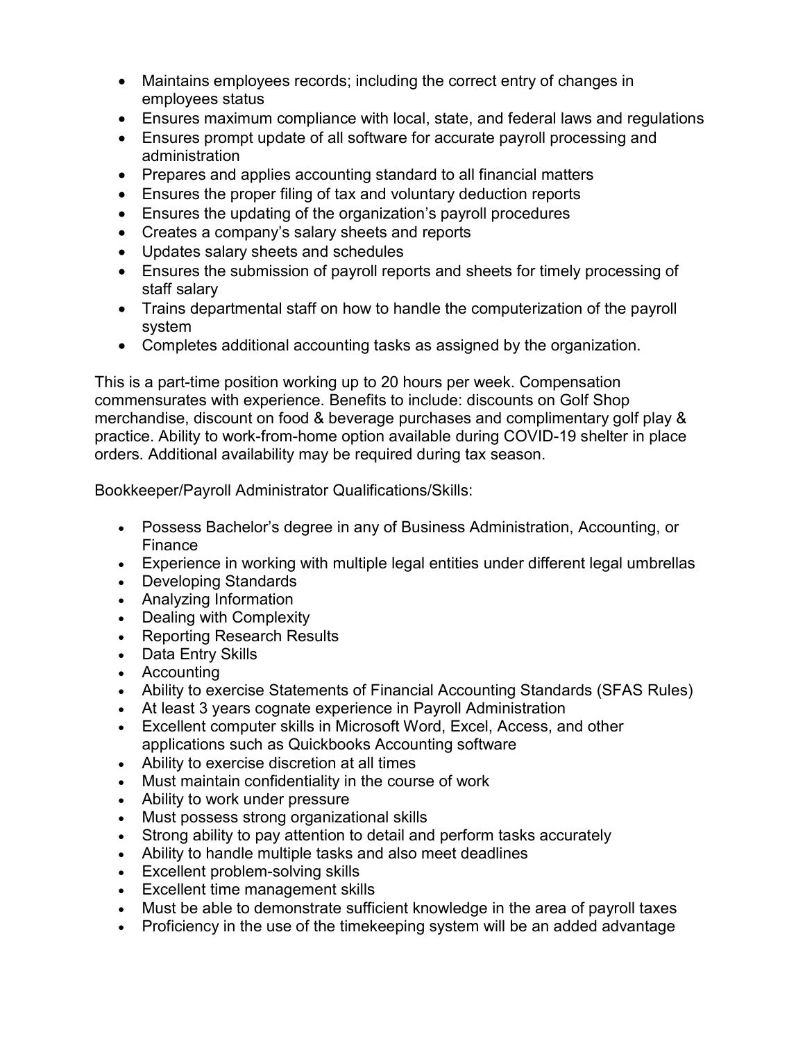- Maintains employees records; including the correct entry of changes in employees status
- Ensures maximum compliance with local, state, and federal laws and regulations
- Ensures prompt update of all software for accurate payroll processing and administration
- Prepares and applies accounting standard to all financial matters
- Ensures the proper filing of tax and voluntary deduction reports
- Ensures the updating of the organization's payroll procedures
- Creates a company's salary sheets and reports
- Updates salary sheets and schedules
- Ensures the submission of payroll reports and sheets for timely processing of staff salary
- Trains departmental staff on how to handle the computerization of the payroll system
- Completes additional accounting tasks as assigned by the organization.

This is a part-time position working up to 20 hours per week. Compensation commensurates with experience. Benefits to include: discounts on Golf Shop merchandise, discount on food & beverage purchases and complimentary golf play & practice. Ability to work-from-home option available during COVID-19 shelter in place orders. Additional availability may be required during tax season.

Bookkeeper/Payroll Administrator Qualifications/Skills:

- Possess Bachelor's degree in any of Business Administration, Accounting, or Finance
- Experience in working with multiple legal entities under different legal umbrellas
- Developing Standards
- Analyzing Information
- Dealing with Complexity
- Reporting Research Results
- Data Entry Skills
- Accounting
- Ability to exercise Statements of Financial Accounting Standards (SFAS Rules)
- At least 3 years cognate experience in Payroll Administration
- Excellent computer skills in Microsoft Word, Excel, Access, and other applications such as Quickbooks Accounting software
- Ability to exercise discretion at all times
- Must maintain confidentiality in the course of work
- Ability to work under pressure
- Must possess strong organizational skills
- Strong ability to pay attention to detail and perform tasks accurately
- Ability to handle multiple tasks and also meet deadlines
- Excellent problem-solving skills
- Excellent time management skills
- Must be able to demonstrate sufficient knowledge in the area of payroll taxes
- Proficiency in the use of the timekeeping system will be an added advantage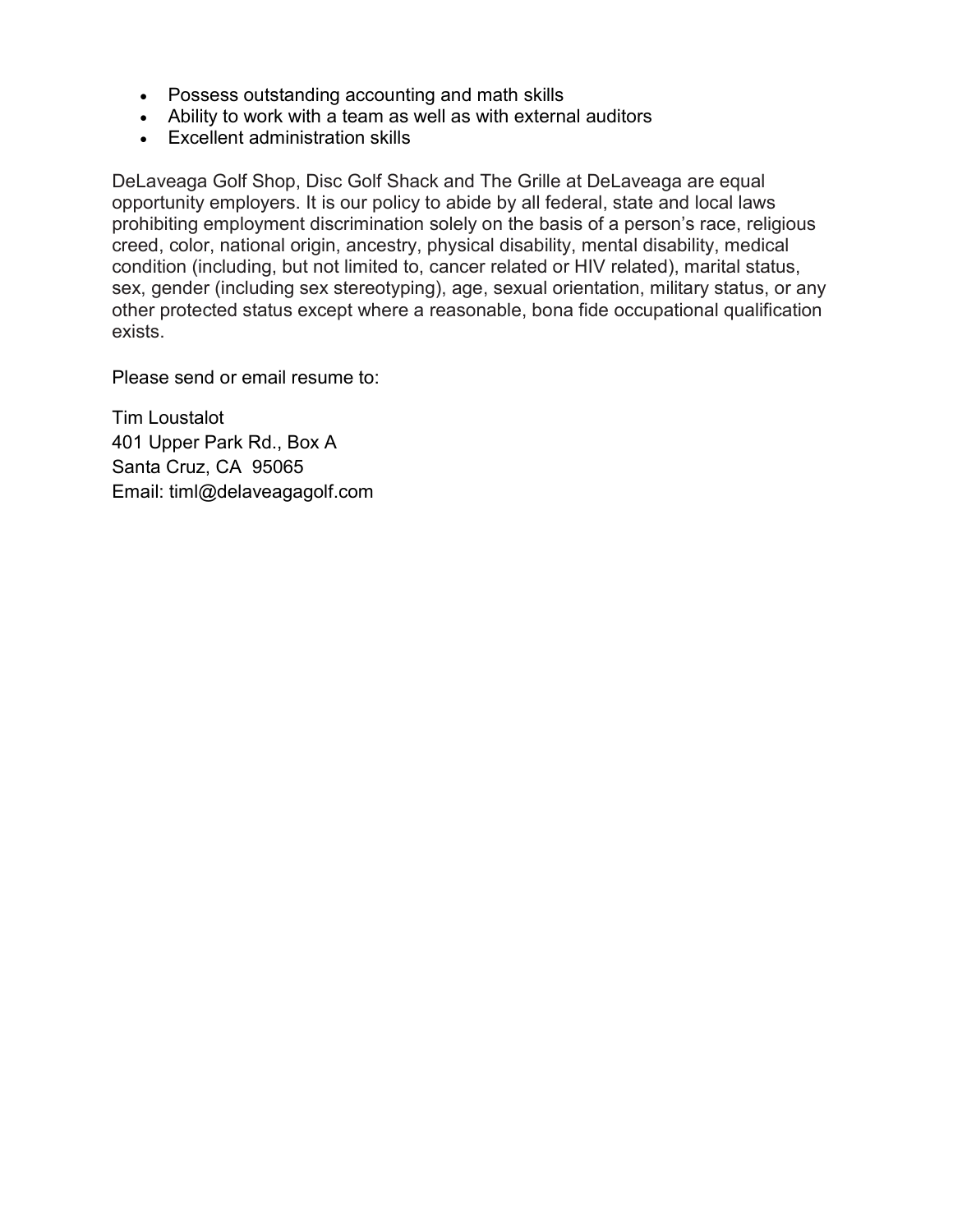- Possess outstanding accounting and math skills
- Ability to work with a team as well as with external auditors
- Excellent administration skills

DeLaveaga Golf Shop, Disc Golf Shack and The Grille at DeLaveaga are equal opportunity employers. It is our policy to abide by all federal, state and local laws prohibiting employment discrimination solely on the basis of a person's race, religious creed, color, national origin, ancestry, physical disability, mental disability, medical condition (including, but not limited to, cancer related or HIV related), marital status, sex, gender (including sex stereotyping), age, sexual orientation, military status, or any other protected status except where a reasonable, bona fide occupational qualification exists.

Please send or email resume to:

Tim Loustalot
401 Upper Park Rd., Box A
Santa Cruz, CA 95065
Email: timl@delaveagagolf.com